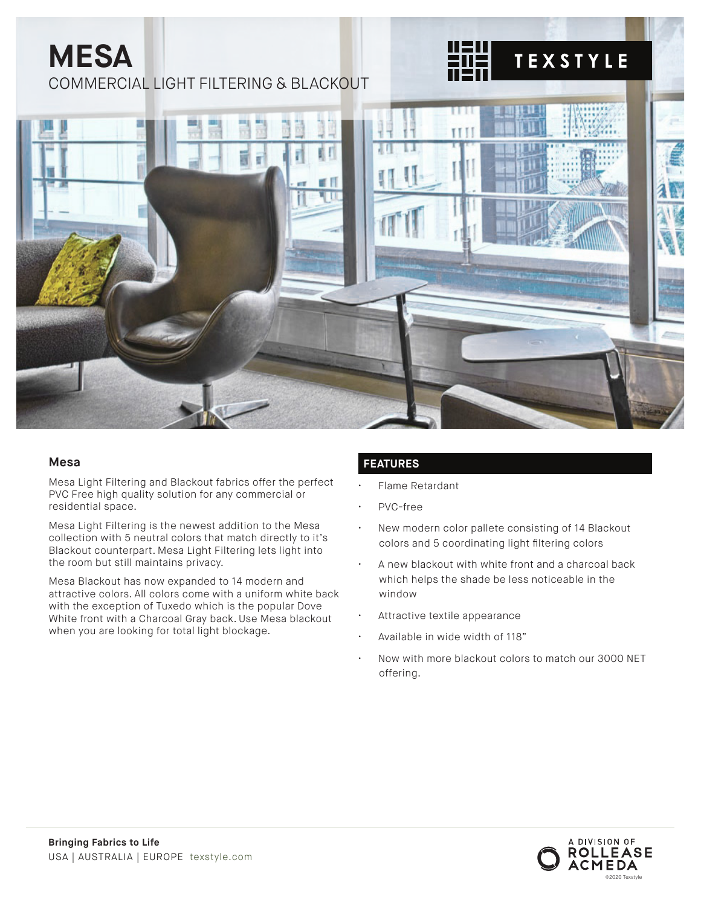# MESA

COMMERCIAL LIGHT FILTERING & BLACKOUT

TEXSTYLE

## Mesa

Mesa Light Filtering and Blackout fabrics offer the perfect PVC Free high quality solution for any commercial or residential space.

Mesa Light Filtering is the newest addition to the Mesa collection with 5 neutral colors that match directly to it's Blackout counterpart. Mesa Light Filtering lets light into the room but still maintains privacy.

Mesa Blackout has now expanded to 14 modern and attractive colors. All colors come with a uniform white back with the exception of Tuxedo which is the popular Dove White front with a Charcoal Gray back. Use Mesa blackout when you are looking for total light blockage.

## FEATURES

- Flame Retardant
- PVC-free
- New modern color pallete consisting of 14 Blackout colors and 5 coordinating light filtering colors
- A new blackout with white front and a charcoal back which helps the shade be less noticeable in the window
- Attractive textile appearance
- Available in wide width of 118"
- Now with more blackout colors to match our 3000 NET offering.

**Bringing Fabrics to Life**
USA | AUSTRALIA | EUROPE texstyle.com

A DIVISION OF ROLLEASE ACMEDA
©2020 Texstyle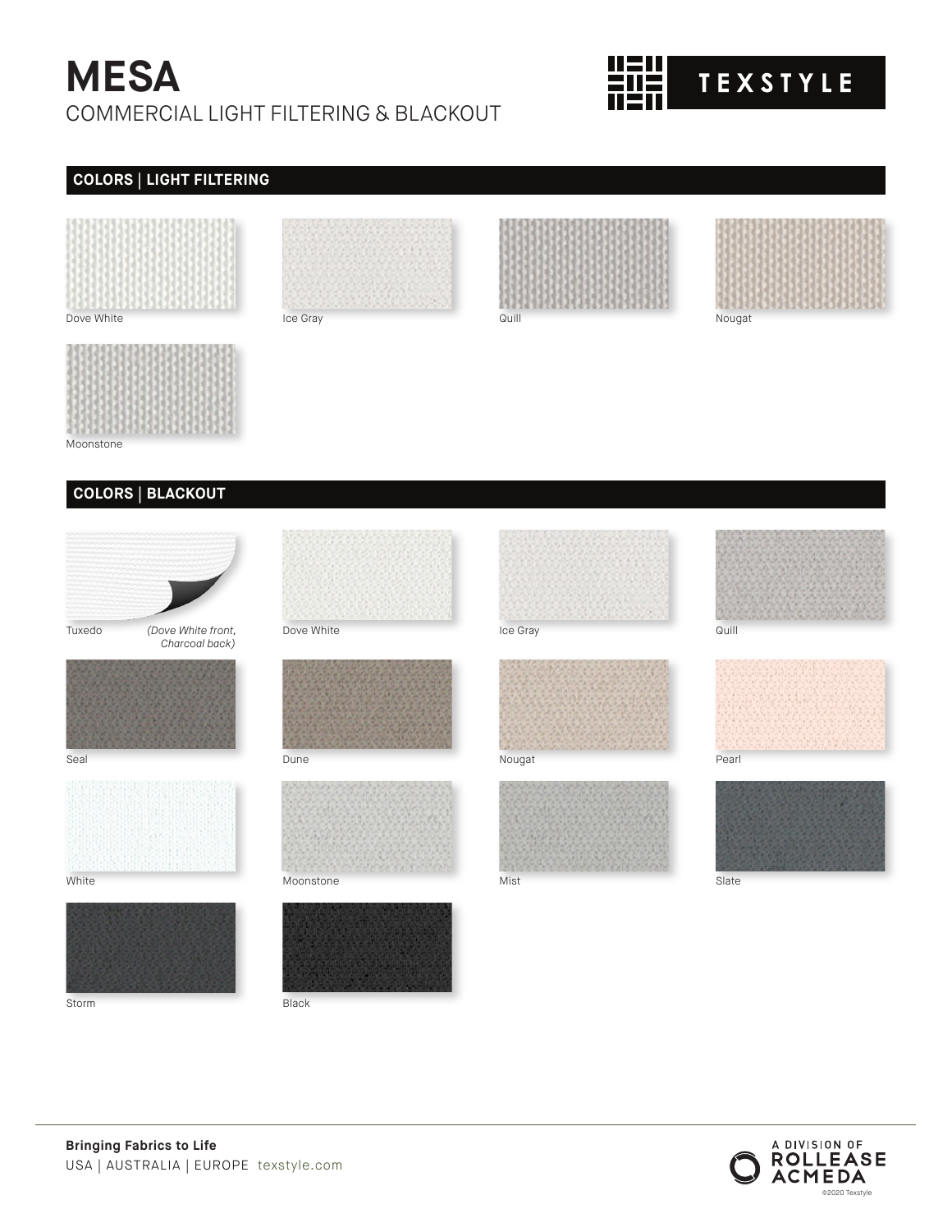# MESA

COMMERCIAL LIGHT FILTERING & BLACKOUT

TEXSTYLE

## COLORS | LIGHT FILTERING

Dove White

Ice Gray

Quill

Nougat

Moonstone

## COLORS | BLACKOUT

Tuxedo *(Dove White front, Charcoal back)*

Dove White

Ice Gray

Quill

Seal

Dune

Nougat

Pearl

White

Moonstone

Mist

Slate

Storm

Black

**Bringing Fabrics to Life**

USA | AUSTRALIA | EUROPE texstyle.com

A DIVISION OF ROLLEASE ACMEDA

©2020 Texstyle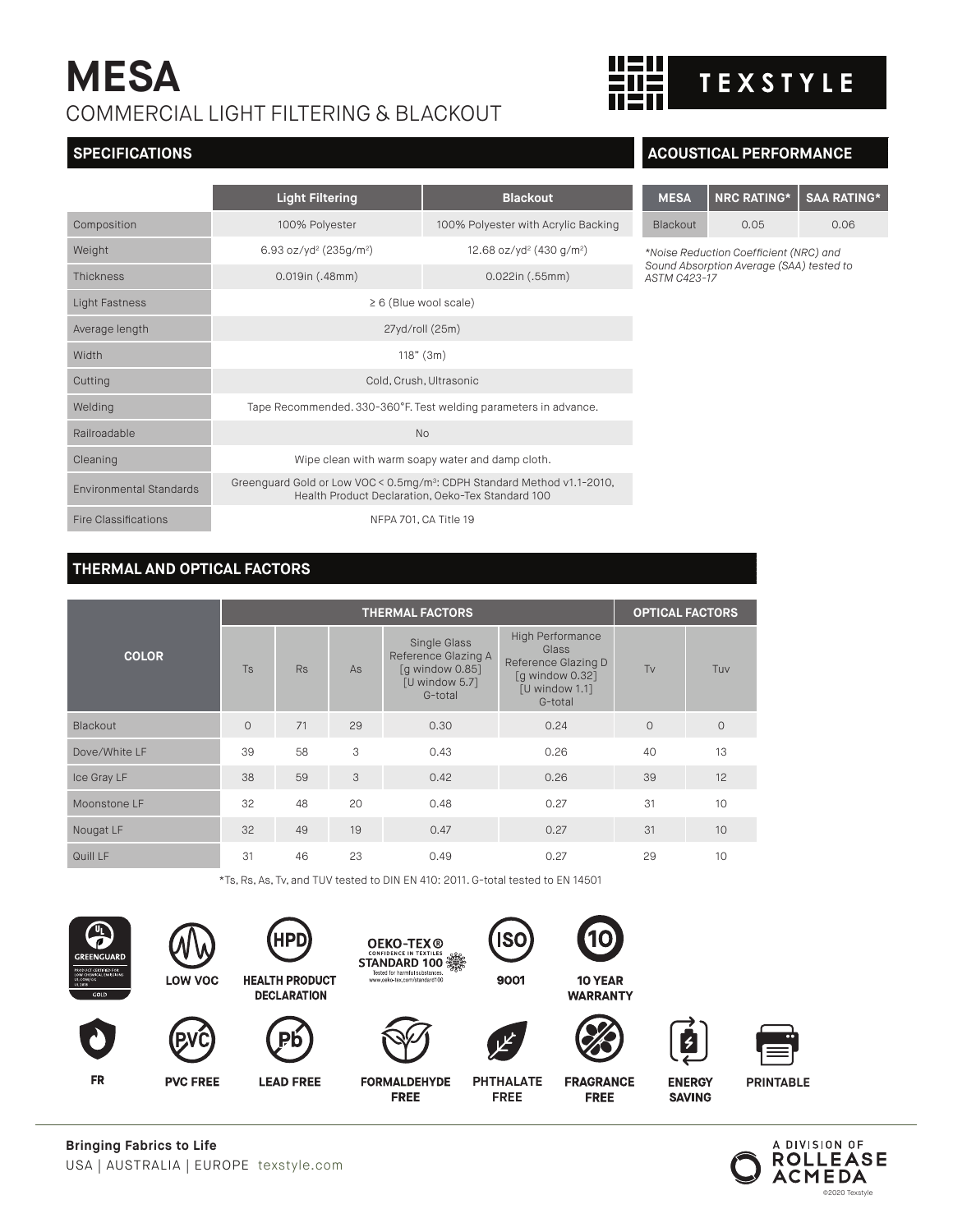# MESA

COMMERCIAL LIGHT FILTERING & BLACKOUT

TEXSTYLE

## SPECIFICATIONS

| | Light Filtering | Blackout |
|---|---|---|
| Composition | 100% Polyester | 100% Polyester with Acrylic Backing |
| Weight | 6.93 oz/yd$^2$ (235g/m$^2$) | 12.68 oz/yd$^2$ (430 g/m$^2$) |
| Thickness | 0.019in (.48mm) | 0.022in (.55mm) |
| Light Fastness | ≥ 6 (Blue wool scale) | |
| Average length | 27yd/roll (25m) | |
| Width | 118" (3m) | |
| Cutting | Cold, Crush, Ultrasonic | |
| Welding | Tape Recommended. 330-360°F. Test welding parameters in advance. | |
| Railroadable | No | |
| Cleaning | Wipe clean with warm soapy water and damp cloth. | |
| Environmental Standards | Greenguard Gold or Low VOC < 0.5mg/m$^3$: CDPH Standard Method v1.1-2010, Health Product Declaration, Oeko-Tex Standard 100 | |
| Fire Classifications | NFPA 701, CA Title 19 | |

## ACOUSTICAL PERFORMANCE

| MESA | NRC RATING* | SAA RATING* |
|---|---|---|
| Blackout | 0.05 | 0.06 |

*Noise Reduction Coefficient (NRC) and Sound Absorption Average (SAA) tested to ASTM C423-17*

## THERMAL AND OPTICAL FACTORS

| COLOR | THERMAL FACTORS | | | | | OPTICAL FACTORS | |
|---|---|---|---|---|---|---|---|
| | Ts | Rs | As | Single Glass Reference Glazing A [g window 0.85] [U window 5.7] G-total | High Performance Glass Reference Glazing D [g window 0.32] [U window 1.1] G-total | Tv | Tuv |
| Blackout | 0 | 71 | 29 | 0.30 | 0.24 | 0 | 0 |
| Dove/White LF | 39 | 58 | 3 | 0.43 | 0.26 | 40 | 13 |
| Ice Gray LF | 38 | 59 | 3 | 0.42 | 0.26 | 39 | 12 |
| Moonstone LF | 32 | 48 | 20 | 0.48 | 0.27 | 31 | 10 |
| Nougat LF | 32 | 49 | 19 | 0.47 | 0.27 | 31 | 10 |
| Quill LF | 31 | 46 | 23 | 0.49 | 0.27 | 29 | 10 |

*Ts, Rs, As, Tv, and TUV tested to DIN EN 410: 2011. G-total tested to EN 14501

GREENGUARD GOLD — LOW VOC — HEALTH PRODUCT DECLARATION — OEKO-TEX® STANDARD 100 — ISO 9001 — 10 YEAR WARRANTY

FR — PVC FREE — LEAD FREE — FORMALDEHYDE FREE — PHTHALATE FREE — FRAGRANCE FREE — ENERGY SAVING — PRINTABLE

**Bringing Fabrics to Life**

USA | AUSTRALIA | EUROPE texstyle.com

A DIVISION OF ROLLEASE ACMEDA

©2020 Texstyle